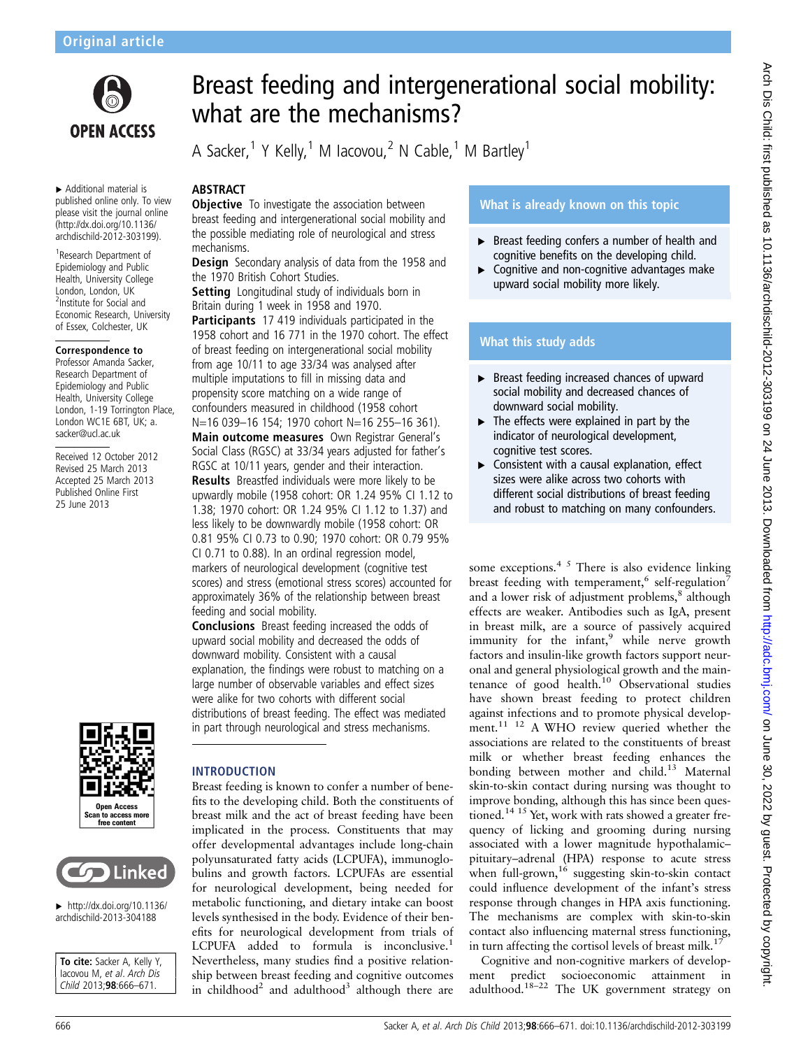Original article

# Breast feeding and intergenerational social mobility: what are the mechanisms?

A Sacker,[1] Y Kelly,[1] M Iacovou,[2] N Cable,[1] M Bartley[1]

▸ Additional material is published online only. To view please visit the journal online (http://dx.doi.org/10.1136/archdischild-2012-303199).

[1]Research Department of Epidemiology and Public Health, University College London, London, UK
[2]Institute for Social and Economic Research, University of Essex, Colchester, UK

**Correspondence to**
Professor Amanda Sacker, Research Department of Epidemiology and Public Health, University College London, 1-19 Torrington Place, London WC1E 6BT, UK; a.sacker@ucl.ac.uk

Received 12 October 2012
Revised 25 March 2013
Accepted 25 March 2013
Published Online First 25 June 2013

▸ http://dx.doi.org/10.1136/archdischild-2013-304188

**To cite:** Sacker A, Kelly Y, Iacovou M, *et al. Arch Dis Child* 2013;**98**:666–671.

## ABSTRACT

**Objective** To investigate the association between breast feeding and intergenerational social mobility and the possible mediating role of neurological and stress mechanisms.

**Design** Secondary analysis of data from the 1958 and the 1970 British Cohort Studies.

**Setting** Longitudinal study of individuals born in Britain during 1 week in 1958 and 1970.

**Participants** 17 419 individuals participated in the 1958 cohort and 16 771 in the 1970 cohort. The effect of breast feeding on intergenerational social mobility from age 10/11 to age 33/34 was analysed after multiple imputations to fill in missing data and propensity score matching on a wide range of confounders measured in childhood (1958 cohort N=16 039–16 154; 1970 cohort N=16 255–16 361).

**Main outcome measures** Own Registrar General's Social Class (RGSC) at 33/34 years adjusted for father's RGSC at 10/11 years, gender and their interaction.

**Results** Breastfed individuals were more likely to be upwardly mobile (1958 cohort: OR 1.24 95% CI 1.12 to 1.38; 1970 cohort: OR 1.24 95% CI 1.12 to 1.37) and less likely to be downwardly mobile (1958 cohort: OR 0.81 95% CI 0.73 to 0.90; 1970 cohort: OR 0.79 95% CI 0.71 to 0.88). In an ordinal regression model, markers of neurological development (cognitive test scores) and stress (emotional stress scores) accounted for approximately 36% of the relationship between breast feeding and social mobility.

**Conclusions** Breast feeding increased the odds of upward social mobility and decreased the odds of downward mobility. Consistent with a causal explanation, the findings were robust to matching on a large number of observable variables and effect sizes were alike for two cohorts with different social distributions of breast feeding. The effect was mediated in part through neurological and stress mechanisms.

### What is already known on this topic

- ▸ Breast feeding confers a number of health and cognitive benefits on the developing child.
- ▸ Cognitive and non-cognitive advantages make upward social mobility more likely.

### What this study adds

- ▸ Breast feeding increased chances of upward social mobility and decreased chances of downward social mobility.
- ▸ The effects were explained in part by the indicator of neurological development, cognitive test scores.
- ▸ Consistent with a causal explanation, effect sizes were alike across two cohorts with different social distributions of breast feeding and robust to matching on many confounders.

## INTRODUCTION

Breast feeding is known to confer a number of benefits to the developing child. Both the constituents of breast milk and the act of breast feeding have been implicated in the process. Constituents that may offer developmental advantages include long-chain polyunsaturated fatty acids (LCPUFA), immunoglobulins and growth factors. LCPUFAs are essential for neurological development, being needed for metabolic functioning, and dietary intake can boost levels synthesised in the body. Evidence of their benefits for neurological development from trials of LCPUFA added to formula is inconclusive.[1] Nevertheless, many studies find a positive relationship between breast feeding and cognitive outcomes in childhood[2] and adulthood[3] although there are some exceptions.[4 5] There is also evidence linking breast feeding with temperament,[6] self-regulation[7] and a lower risk of adjustment problems,[8] although effects are weaker. Antibodies such as IgA, present in breast milk, are a source of passively acquired immunity for the infant,[9] while nerve growth factors and insulin-like growth factors support neuronal and general physiological growth and the maintenance of good health.[10] Observational studies have shown breast feeding to protect children against infections and to promote physical development.[11 12] A WHO review queried whether the associations are related to the constituents of breast milk or whether breast feeding enhances the bonding between mother and child.[13] Maternal skin-to-skin contact during nursing was thought to improve bonding, although this has since been questioned.[14 15] Yet, work with rats showed a greater frequency of licking and grooming during nursing associated with a lower magnitude hypothalamic–pituitary–adrenal (HPA) response to acute stress when full-grown,[16] suggesting skin-to-skin contact could influence development of the infant's stress response through changes in HPA axis functioning. The mechanisms are complex with skin-to-skin contact also influencing maternal stress functioning, in turn affecting the cortisol levels of breast milk.[17]

Cognitive and non-cognitive markers of development predict socioeconomic attainment in adulthood.[18–22] The UK government strategy on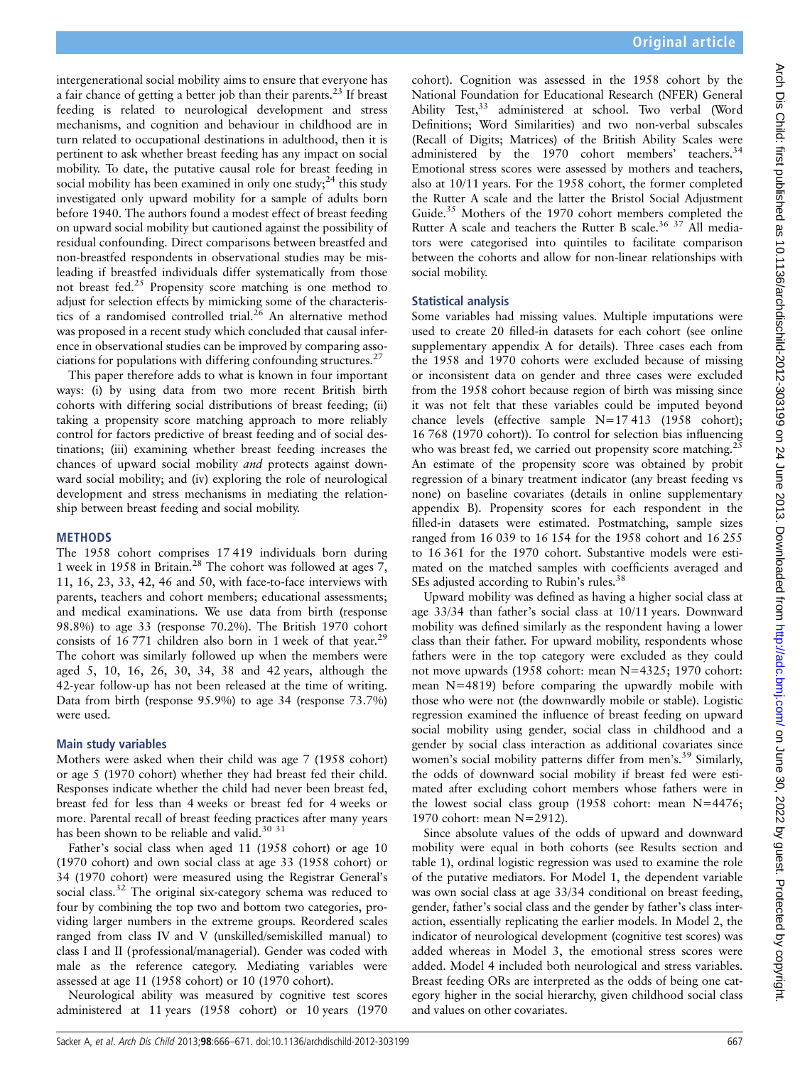intergenerational social mobility aims to ensure that everyone has a fair chance of getting a better job than their parents.[23] If breast feeding is related to neurological development and stress mechanisms, and cognition and behaviour in childhood are in turn related to occupational destinations in adulthood, then it is pertinent to ask whether breast feeding has any impact on social mobility. To date, the putative causal role for breast feeding in social mobility has been examined in only one study;[24] this study investigated only upward mobility for a sample of adults born before 1940. The authors found a modest effect of breast feeding on upward social mobility but cautioned against the possibility of residual confounding. Direct comparisons between breastfed and non-breastfed respondents in observational studies may be misleading if breastfed individuals differ systematically from those not breast fed.[25] Propensity score matching is one method to adjust for selection effects by mimicking some of the characteristics of a randomised controlled trial.[26] An alternative method was proposed in a recent study which concluded that causal inference in observational studies can be improved by comparing associations for populations with differing confounding structures.[27]

This paper therefore adds to what is known in four important ways: (i) by using data from two more recent British birth cohorts with differing social distributions of breast feeding; (ii) taking a propensity score matching approach to more reliably control for factors predictive of breast feeding and of social destinations; (iii) examining whether breast feeding increases the chances of upward social mobility *and* protects against downward social mobility; and (iv) exploring the role of neurological development and stress mechanisms in mediating the relationship between breast feeding and social mobility.

## METHODS

The 1958 cohort comprises 17 419 individuals born during 1 week in 1958 in Britain.[28] The cohort was followed at ages 7, 11, 16, 23, 33, 42, 46 and 50, with face-to-face interviews with parents, teachers and cohort members; educational assessments; and medical examinations. We use data from birth (response 98.8%) to age 33 (response 70.2%). The British 1970 cohort consists of 16 771 children also born in 1 week of that year.[29] The cohort was similarly followed up when the members were aged 5, 10, 16, 26, 30, 34, 38 and 42 years, although the 42-year follow-up has not been released at the time of writing. Data from birth (response 95.9%) to age 34 (response 73.7%) were used.

### Main study variables

Mothers were asked when their child was age 7 (1958 cohort) or age 5 (1970 cohort) whether they had breast fed their child. Responses indicate whether the child had never been breast fed, breast fed for less than 4 weeks or breast fed for 4 weeks or more. Parental recall of breast feeding practices after many years has been shown to be reliable and valid.[30,31]

Father's social class when aged 11 (1958 cohort) or age 10 (1970 cohort) and own social class at age 33 (1958 cohort) or 34 (1970 cohort) were measured using the Registrar General's social class.[32] The original six-category schema was reduced to four by combining the top two and bottom two categories, providing larger numbers in the extreme groups. Reordered scales ranged from class IV and V (unskilled/semiskilled manual) to class I and II (professional/managerial). Gender was coded with male as the reference category. Mediating variables were assessed at age 11 (1958 cohort) or 10 (1970 cohort).

Neurological ability was measured by cognitive test scores administered at 11 years (1958 cohort) or 10 years (1970 cohort). Cognition was assessed in the 1958 cohort by the National Foundation for Educational Research (NFER) General Ability Test,[33] administered at school. Two verbal (Word Definitions; Word Similarities) and two non-verbal subscales (Recall of Digits; Matrices) of the British Ability Scales were administered by the 1970 cohort members' teachers.[34] Emotional stress scores were assessed by mothers and teachers, also at 10/11 years. For the 1958 cohort, the former completed the Rutter A scale and the latter the Bristol Social Adjustment Guide.[35] Mothers of the 1970 cohort members completed the Rutter A scale and teachers the Rutter B scale.[36,37] All mediators were categorised into quintiles to facilitate comparison between the cohorts and allow for non-linear relationships with social mobility.

### Statistical analysis

Some variables had missing values. Multiple imputations were used to create 20 filled-in datasets for each cohort (see online supplementary appendix A for details). Three cases each from the 1958 and 1970 cohorts were excluded because of missing or inconsistent data on gender and three cases were excluded from the 1958 cohort because region of birth was missing since it was not felt that these variables could be imputed beyond chance levels (effective sample N=17 413 (1958 cohort); 16 768 (1970 cohort)). To control for selection bias influencing who was breast fed, we carried out propensity score matching.[25] An estimate of the propensity score was obtained by probit regression of a binary treatment indicator (any breast feeding vs none) on baseline covariates (details in online supplementary appendix B). Propensity scores for each respondent in the filled-in datasets were estimated. Postmatching, sample sizes ranged from 16 039 to 16 154 for the 1958 cohort and 16 255 to 16 361 for the 1970 cohort. Substantive models were estimated on the matched samples with coefficients averaged and SEs adjusted according to Rubin's rules.[38]

Upward mobility was defined as having a higher social class at age 33/34 than father's social class at 10/11 years. Downward mobility was defined similarly as the respondent having a lower class than their father. For upward mobility, respondents whose fathers were in the top category were excluded as they could not move upwards (1958 cohort: mean N=4325; 1970 cohort: mean N=4819) before comparing the upwardly mobile with those who were not (the downwardly mobile or stable). Logistic regression examined the influence of breast feeding on upward social mobility using gender, social class in childhood and a gender by social class interaction as additional covariates since women's social mobility patterns differ from men's.[39] Similarly, the odds of downward social mobility if breast fed were estimated after excluding cohort members whose fathers were in the lowest social class group (1958 cohort: mean N=4476; 1970 cohort: mean N=2912).

Since absolute values of the odds of upward and downward mobility were equal in both cohorts (see Results section and table 1), ordinal logistic regression was used to examine the role of the putative mediators. For Model 1, the dependent variable was own social class at age 33/34 conditional on breast feeding, gender, father's social class and the gender by father's class interaction, essentially replicating the earlier models. In Model 2, the indicator of neurological development (cognitive test scores) was added whereas in Model 3, the emotional stress scores were added. Model 4 included both neurological and stress variables. Breast feeding ORs are interpreted as the odds of being one category higher in the social hierarchy, given childhood social class and values on other covariates.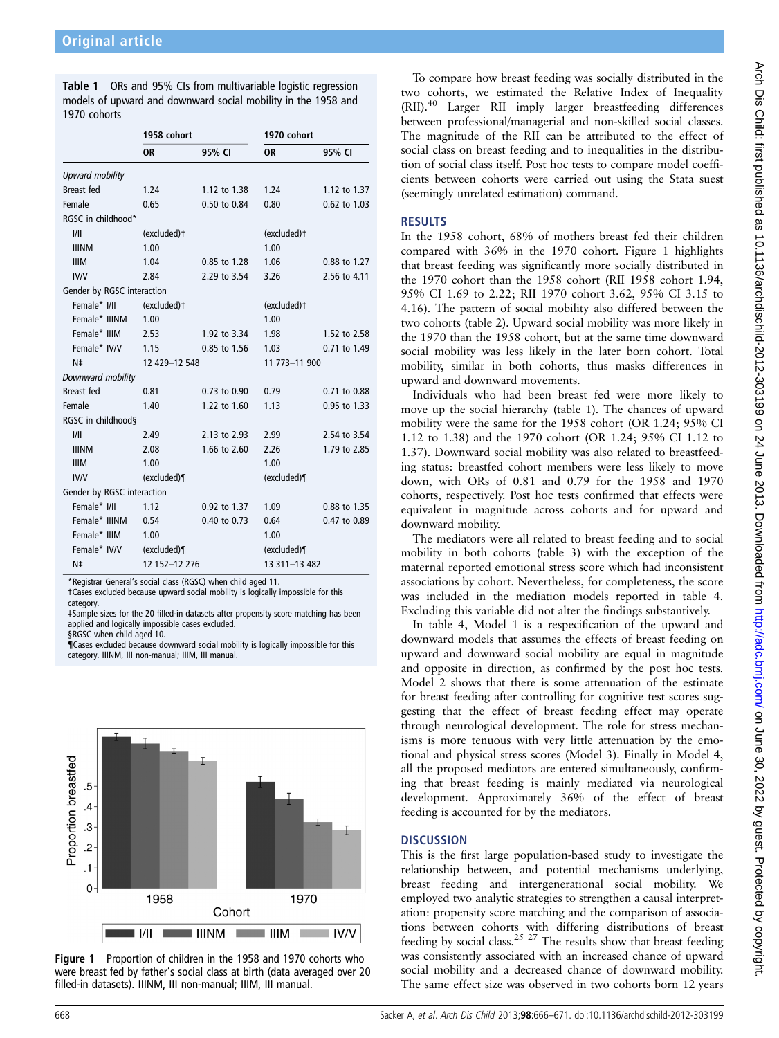**Table 1** ORs and 95% CIs from multivariable logistic regression models of upward and downward social mobility in the 1958 and 1970 cohorts

| | 1958 cohort | | 1970 cohort | |
|---|---|---|---|---|
| | OR | 95% CI | OR | 95% CI |
| *Upward mobility* | | | | |
| Breast fed | 1.24 | 1.12 to 1.38 | 1.24 | 1.12 to 1.37 |
| Female | 0.65 | 0.50 to 0.84 | 0.80 | 0.62 to 1.03 |
| RGSC in childhood* | | | | |
| I/II | (excluded)† | | (excluded)† | |
| IIINM | 1.00 | | 1.00 | |
| IIIM | 1.04 | 0.85 to 1.28 | 1.06 | 0.88 to 1.27 |
| IV/V | 2.84 | 2.29 to 3.54 | 3.26 | 2.56 to 4.11 |
| Gender by RGSC interaction | | | | |
| Female* I/II | (excluded)† | | (excluded)† | |
| Female* IIINM | 1.00 | | 1.00 | |
| Female* IIIM | 2.53 | 1.92 to 3.34 | 1.98 | 1.52 to 2.58 |
| Female* IV/V | 1.15 | 0.85 to 1.56 | 1.03 | 0.71 to 1.49 |
| N‡ | 12 429–12 548 | | 11 773–11 900 | |
| *Downward mobility* | | | | |
| Breast fed | 0.81 | 0.73 to 0.90 | 0.79 | 0.71 to 0.88 |
| Female | 1.40 | 1.22 to 1.60 | 1.13 | 0.95 to 1.33 |
| RGSC in childhood§ | | | | |
| I/II | 2.49 | 2.13 to 2.93 | 2.99 | 2.54 to 3.54 |
| IIINM | 2.08 | 1.66 to 2.60 | 2.26 | 1.79 to 2.85 |
| IIIM | 1.00 | | 1.00 | |
| IV/V | (excluded)¶ | | (excluded)¶ | |
| Gender by RGSC interaction | | | | |
| Female* I/II | 1.12 | 0.92 to 1.37 | 1.09 | 0.88 to 1.35 |
| Female* IIINM | 0.54 | 0.40 to 0.73 | 0.64 | 0.47 to 0.89 |
| Female* IIIM | 1.00 | | 1.00 | |
| Female* IV/V | (excluded)¶ | | (excluded)¶ | |
| N‡ | 12 152–12 276 | | 13 311–13 482 | |

*Registrar General's social class (RGSC) when child aged 11.
†Cases excluded because upward social mobility is logically impossible for this category.
‡Sample sizes for the 20 filled-in datasets after propensity score matching has been applied and logically impossible cases excluded.
§RGSC when child aged 10.
¶Cases excluded because downward social mobility is logically impossible for this category. IIINM, III non-manual; IIIM, III manual.

**Figure 1** Proportion of children in the 1958 and 1970 cohorts who were breast fed by father's social class at birth (data averaged over 20 filled-in datasets). IIINM, III non-manual; IIIM, III manual.

To compare how breast feeding was socially distributed in the two cohorts, we estimated the Relative Index of Inequality (RII).[40] Larger RII imply larger breastfeeding differences between professional/managerial and non-skilled social classes. The magnitude of the RII can be attributed to the effect of social class on breast feeding and to inequalities in the distribution of social class itself. Post hoc tests to compare model coefficients between cohorts were carried out using the Stata suest (seemingly unrelated estimation) command.

## RESULTS

In the 1958 cohort, 68% of mothers breast fed their children compared with 36% in the 1970 cohort. Figure 1 highlights that breast feeding was significantly more socially distributed in the 1970 cohort than the 1958 cohort (RII 1958 cohort 1.94, 95% CI 1.69 to 2.22; RII 1970 cohort 3.62, 95% CI 3.15 to 4.16). The pattern of social mobility also differed between the two cohorts (table 2). Upward social mobility was more likely in the 1970 than the 1958 cohort, but at the same time downward social mobility was less likely in the later born cohort. Total mobility, similar in both cohorts, thus masks differences in upward and downward movements.

Individuals who had been breast fed were more likely to move up the social hierarchy (table 1). The chances of upward mobility were the same for the 1958 cohort (OR 1.24; 95% CI 1.12 to 1.38) and the 1970 cohort (OR 1.24; 95% CI 1.12 to 1.37). Downward social mobility was also related to breastfeeding status: breastfed cohort members were less likely to move down, with ORs of 0.81 and 0.79 for the 1958 and 1970 cohorts, respectively. Post hoc tests confirmed that effects were equivalent in magnitude across cohorts and for upward and downward mobility.

The mediators were all related to breast feeding and to social mobility in both cohorts (table 3) with the exception of the maternal reported emotional stress score which had inconsistent associations by cohort. Nevertheless, for completeness, the score was included in the mediation models reported in table 4. Excluding this variable did not alter the findings substantively.

In table 4, Model 1 is a respecification of the upward and downward models that assumes the effects of breast feeding on upward and downward social mobility are equal in magnitude and opposite in direction, as confirmed by the post hoc tests. Model 2 shows that there is some attenuation of the estimate for breast feeding after controlling for cognitive test scores suggesting that the effect of breast feeding effect may operate through neurological development. The role for stress mechanisms is more tenuous with very little attenuation by the emotional and physical stress scores (Model 3). Finally in Model 4, all the proposed mediators are entered simultaneously, confirming that breast feeding is mainly mediated via neurological development. Approximately 36% of the effect of breast feeding is accounted for by the mediators.

## DISCUSSION

This is the first large population-based study to investigate the relationship between, and potential mechanisms underlying, breast feeding and intergenerational social mobility. We employed two analytic strategies to strengthen a causal interpretation: propensity score matching and the comparison of associations between cohorts with differing distributions of breast feeding by social class.[25 27] The results show that breast feeding was consistently associated with an increased chance of upward social mobility and a decreased chance of downward mobility. The same effect size was observed in two cohorts born 12 years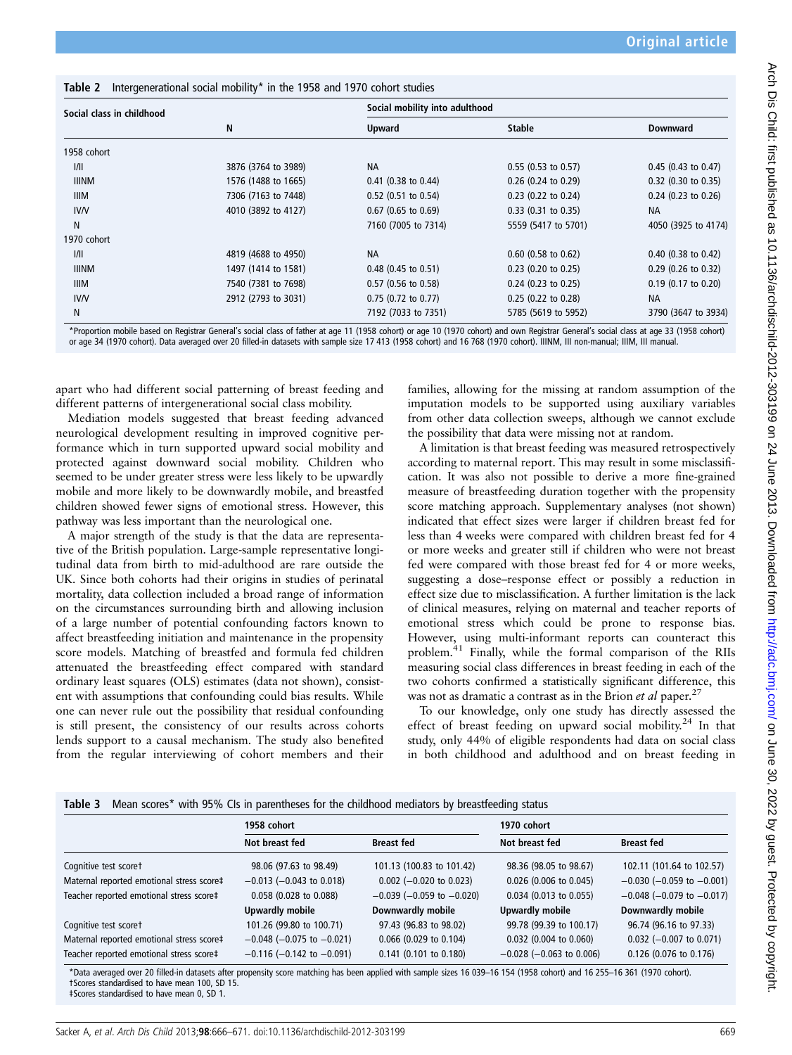**Table 2** Intergenerational social mobility* in the 1958 and 1970 cohort studies

| Social class in childhood | | Social mobility into adulthood | | |
|---|---|---|---|---|
| | N | Upward | Stable | Downward |
| 1958 cohort | | | | |
| I/II | 3876 (3764 to 3989) | NA | 0.55 (0.53 to 0.57) | 0.45 (0.43 to 0.47) |
| IIINM | 1576 (1488 to 1665) | 0.41 (0.38 to 0.44) | 0.26 (0.24 to 0.29) | 0.32 (0.30 to 0.35) |
| IIIM | 7306 (7163 to 7448) | 0.52 (0.51 to 0.54) | 0.23 (0.22 to 0.24) | 0.24 (0.23 to 0.26) |
| IV/V | 4010 (3892 to 4127) | 0.67 (0.65 to 0.69) | 0.33 (0.31 to 0.35) | NA |
| N | | 7160 (7005 to 7314) | 5559 (5417 to 5701) | 4050 (3925 to 4174) |
| 1970 cohort | | | | |
| I/II | 4819 (4688 to 4950) | NA | 0.60 (0.58 to 0.62) | 0.40 (0.38 to 0.42) |
| IIINM | 1497 (1414 to 1581) | 0.48 (0.45 to 0.51) | 0.23 (0.20 to 0.25) | 0.29 (0.26 to 0.32) |
| IIIM | 7540 (7381 to 7698) | 0.57 (0.56 to 0.58) | 0.24 (0.23 to 0.25) | 0.19 (0.17 to 0.20) |
| IV/V | 2912 (2793 to 3031) | 0.75 (0.72 to 0.77) | 0.25 (0.22 to 0.28) | NA |
| N | | 7192 (7033 to 7351) | 5785 (5619 to 5952) | 3790 (3647 to 3934) |

*Proportion mobile based on Registrar General's social class of father at age 11 (1958 cohort) or age 10 (1970 cohort) and own Registrar General's social class at age 33 (1958 cohort) or age 34 (1970 cohort). Data averaged over 20 filled-in datasets with sample size 17 413 (1958 cohort) and 16 768 (1970 cohort). IIINM, III non-manual; IIIM, III manual.

apart who had different social patterning of breast feeding and different patterns of intergenerational social class mobility.

Mediation models suggested that breast feeding advanced neurological development resulting in improved cognitive performance which in turn supported upward social mobility and protected against downward social mobility. Children who seemed to be under greater stress were less likely to be upwardly mobile and more likely to be downwardly mobile, and breastfed children showed fewer signs of emotional stress. However, this pathway was less important than the neurological one.

A major strength of the study is that the data are representative of the British population. Large-sample representative longitudinal data from birth to mid-adulthood are rare outside the UK. Since both cohorts had their origins in studies of perinatal mortality, data collection included a broad range of information on the circumstances surrounding birth and allowing inclusion of a large number of potential confounding factors known to affect breastfeeding initiation and maintenance in the propensity score models. Matching of breastfed and formula fed children attenuated the breastfeeding effect compared with standard ordinary least squares (OLS) estimates (data not shown), consistent with assumptions that confounding could bias results. While one can never rule out the possibility that residual confounding is still present, the consistency of our results across cohorts lends support to a causal mechanism. The study also benefited from the regular interviewing of cohort members and their families, allowing for the missing at random assumption of the imputation models to be supported using auxiliary variables from other data collection sweeps, although we cannot exclude the possibility that data were missing not at random.

A limitation is that breast feeding was measured retrospectively according to maternal report. This may result in some misclassification. It was also not possible to derive a more fine-grained measure of breastfeeding duration together with the propensity score matching approach. Supplementary analyses (not shown) indicated that effect sizes were larger if children breast fed for less than 4 weeks were compared with children breast fed for 4 or more weeks and greater still if children who were not breast fed were compared with those breast fed for 4 or more weeks, suggesting a dose–response effect or possibly a reduction in effect size due to misclassification. A further limitation is the lack of clinical measures, relying on maternal and teacher reports of emotional stress which could be prone to response bias. However, using multi-informant reports can counteract this problem.[41] Finally, while the formal comparison of the RIIs measuring social class differences in breast feeding in each of the two cohorts confirmed a statistically significant difference, this was not as dramatic a contrast as in the Brion *et al* paper.[27]

To our knowledge, only one study has directly assessed the effect of breast feeding on upward social mobility.[24] In that study, only 44% of eligible respondents had data on social class in both childhood and adulthood and on breast feeding in

**Table 3** Mean scores* with 95% CIs in parentheses for the childhood mediators by breastfeeding status

| | 1958 cohort | | 1970 cohort | |
|---|---|---|---|---|
| | Not breast fed | Breast fed | Not breast fed | Breast fed |
| Cognitive test score† | 98.06 (97.63 to 98.49) | 101.13 (100.83 to 101.42) | 98.36 (98.05 to 98.67) | 102.11 (101.64 to 102.57) |
| Maternal reported emotional stress score‡ | −0.013 (−0.043 to 0.018) | 0.002 (−0.020 to 0.023) | 0.026 (0.006 to 0.045) | −0.030 (−0.059 to −0.001) |
| Teacher reported emotional stress score‡ | 0.058 (0.028 to 0.088) | −0.039 (−0.059 to −0.020) | 0.034 (0.013 to 0.055) | −0.048 (−0.079 to −0.017) |
| | Upwardly mobile | Downwardly mobile | Upwardly mobile | Downwardly mobile |
| Cognitive test score† | 101.26 (99.80 to 100.71) | 97.43 (96.83 to 98.02) | 99.78 (99.39 to 100.17) | 96.74 (96.16 to 97.33) |
| Maternal reported emotional stress score‡ | −0.048 (−0.075 to −0.021) | 0.066 (0.029 to 0.104) | 0.032 (0.004 to 0.060) | 0.032 (−0.007 to 0.071) |
| Teacher reported emotional stress score‡ | −0.116 (−0.142 to −0.091) | 0.141 (0.101 to 0.180) | −0.028 (−0.063 to 0.006) | 0.126 (0.076 to 0.176) |

*Data averaged over 20 filled-in datasets after propensity score matching has been applied with sample sizes 16 039–16 154 (1958 cohort) and 16 255–16 361 (1970 cohort).
†Scores standardised to have mean 100, SD 15.
‡Scores standardised to have mean 0, SD 1.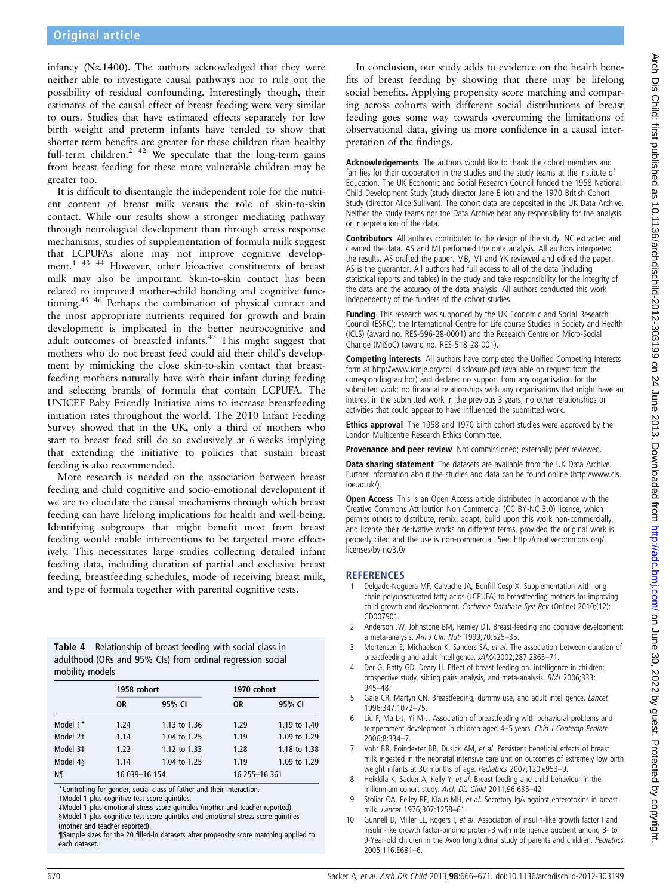infancy (N≈1400). The authors acknowledged that they were neither able to investigate causal pathways nor to rule out the possibility of residual confounding. Interestingly though, their estimates of the causal effect of breast feeding were very similar to ours. Studies that have estimated effects separately for low birth weight and preterm infants have tended to show that shorter term benefits are greater for these children than healthy full-term children.[2 42] We speculate that the long-term gains from breast feeding for these more vulnerable children may be greater too.

It is difficult to disentangle the independent role for the nutrient content of breast milk versus the role of skin-to-skin contact. While our results show a stronger mediating pathway through neurological development than through stress response mechanisms, studies of supplementation of formula milk suggest that LCPUFAs alone may not improve cognitive development.[1 43 44] However, other bioactive constituents of breast milk may also be important. Skin-to-skin contact has been related to improved mother–child bonding and cognitive functioning.[45 46] Perhaps the combination of physical contact and the most appropriate nutrients required for growth and brain development is implicated in the better neurocognitive and adult outcomes of breastfed infants.[47] This might suggest that mothers who do not breast feed could aid their child's development by mimicking the close skin-to-skin contact that breastfeeding mothers naturally have with their infant during feeding and selecting brands of formula that contain LCPUFA. The UNICEF Baby Friendly Initiative aims to increase breastfeeding initiation rates throughout the world. The 2010 Infant Feeding Survey showed that in the UK, only a third of mothers who start to breast feed still do so exclusively at 6 weeks implying that extending the initiative to policies that sustain breast feeding is also recommended.

More research is needed on the association between breast feeding and child cognitive and socio-emotional development if we are to elucidate the causal mechanisms through which breast feeding can have lifelong implications for health and well-being. Identifying subgroups that might benefit most from breast feeding would enable interventions to be targeted more effectively. This necessitates large studies collecting detailed infant feeding data, including duration of partial and exclusive breast feeding, breastfeeding schedules, mode of receiving breast milk, and type of formula together with parental cognitive tests.

**Table 4** Relationship of breast feeding with social class in adulthood (ORs and 95% CIs) from ordinal regression social mobility models

| | 1958 cohort | | 1970 cohort | |
|---|---|---|---|---|
| | OR | 95% CI | OR | 95% CI |
| Model 1* | 1.24 | 1.13 to 1.36 | 1.29 | 1.19 to 1.40 |
| Model 2† | 1.14 | 1.04 to 1.25 | 1.19 | 1.09 to 1.29 |
| Model 3‡ | 1.22 | 1.12 to 1.33 | 1.28 | 1.18 to 1.38 |
| Model 4§ | 1.14 | 1.04 to 1.25 | 1.19 | 1.09 to 1.29 |
| N¶ | 16 039–16 154 | | 16 255–16 361 | |

*Controlling for gender, social class of father and their interaction.
†Model 1 plus cognitive test score quintiles.
‡Model 1 plus emotional stress score quintiles (mother and teacher reported).
§Model 1 plus cognitive test score quintiles and emotional stress score quintiles (mother and teacher reported).
¶Sample sizes for the 20 filled-in datasets after propensity score matching applied to each dataset.

In conclusion, our study adds to evidence on the health benefits of breast feeding by showing that there may be lifelong social benefits. Applying propensity score matching and comparing across cohorts with different social distributions of breast feeding goes some way towards overcoming the limitations of observational data, giving us more confidence in a causal interpretation of the findings.

**Acknowledgements** The authors would like to thank the cohort members and families for their cooperation in the studies and the study teams at the Institute of Education. The UK Economic and Social Research Council funded the 1958 National Child Development Study (study director Jane Elliot) and the 1970 British Cohort Study (director Alice Sullivan). The cohort data are deposited in the UK Data Archive. Neither the study teams nor the Data Archive bear any responsibility for the analysis or interpretation of the data.

**Contributors** All authors contributed to the design of the study. NC extracted and cleaned the data. AS and MI performed the data analysis. All authors interpreted the results. AS drafted the paper. MB, MI and YK reviewed and edited the paper. AS is the guarantor. All authors had full access to all of the data (including statistical reports and tables) in the study and take responsibility for the integrity of the data and the accuracy of the data analysis. All authors conducted this work independently of the funders of the cohort studies.

**Funding** This research was supported by the UK Economic and Social Research Council (ESRC): the International Centre for Life course Studies in Society and Health (ICLS) (award no. RES-596-28-0001) and the Research Centre on Micro-Social Change (MiSoC) (award no. RES-518-28-001).

**Competing interests** All authors have completed the Unified Competing Interests form at http://www.icmje.org/coi_disclosure.pdf (available on request from the corresponding author) and declare: no support from any organisation for the submitted work; no financial relationships with any organisations that might have an interest in the submitted work in the previous 3 years; no other relationships or activities that could appear to have influenced the submitted work.

**Ethics approval** The 1958 and 1970 birth cohort studies were approved by the London Multicentre Research Ethics Committee.

**Provenance and peer review** Not commissioned; externally peer reviewed.

**Data sharing statement** The datasets are available from the UK Data Archive. Further information about the studies and data can be found online (http://www.cls.ioe.ac.uk/).

**Open Access** This is an Open Access article distributed in accordance with the Creative Commons Attribution Non Commercial (CC BY-NC 3.0) license, which permits others to distribute, remix, adapt, build upon this work non-commercially, and license their derivative works on different terms, provided the original work is properly cited and the use is non-commercial. See: http://creativecommons.org/licenses/by-nc/3.0/

## REFERENCES

1. Delgado-Noguera MF, Calvache JA, Bonfill Cosp X. Supplementation with long chain polyunsaturated fatty acids (LCPUFA) to breastfeeding mothers for improving child growth and development. *Cochrane Database Syst Rev* (Online) 2010;(12):CD007901.
2. Anderson JW, Johnstone BM, Remley DT. Breast-feeding and cognitive development: a meta-analysis. *Am J Clin Nutr* 1999;70:525–35.
3. Mortensen E, Michaelsen K, Sanders SA, *et al*. The association between duration of breastfeeding and adult intelligence. *JAMA*2002;287:2365–71.
4. Der G, Batty GD, Deary IJ. Effect of breast feeding on. intelligence in children: prospective study, sibling pairs analysis, and meta-analysis. *BMJ* 2006;333:945–48.
5. Gale CR, Martyn CN. Breastfeeding, dummy use, and adult intelligence. *Lancet* 1996;347:1072–75.
6. Liu F, Ma L-J, Yi M-J. Association of breastfeeding with behavioral problems and temperament development in children aged 4–5 years. *Chin J Contemp Pediatr* 2006;8:334–7.
7. Vohr BR, Poindexter BB, Dusick AM, *et al*. Persistent beneficial effects of breast milk ingested in the neonatal intensive care unit on outcomes of extremely low birth weight infants at 30 months of age. *Pediatrics* 2007;120:e953–9.
8. Heikkilä K, Sacker A, Kelly Y, *et al*. Breast feeding and child behaviour in the millennium cohort study. *Arch Dis Child* 2011;96:635–42
9. Stoliar OA, Pelley RP, Klaus MH, *et al*. Secretory IgA against enterotoxins in breast milk. *Lancet* 1976;307:1258–61.
10. Gunnell D, Miller LL, Rogers I, *et al*. Association of insulin-like growth factor I and insulin-like growth factor-binding protein-3 with intelligence quotient among 8- to 9-Year-old children in the Avon longitudinal study of parents and children. *Pediatrics* 2005;116:E681–6.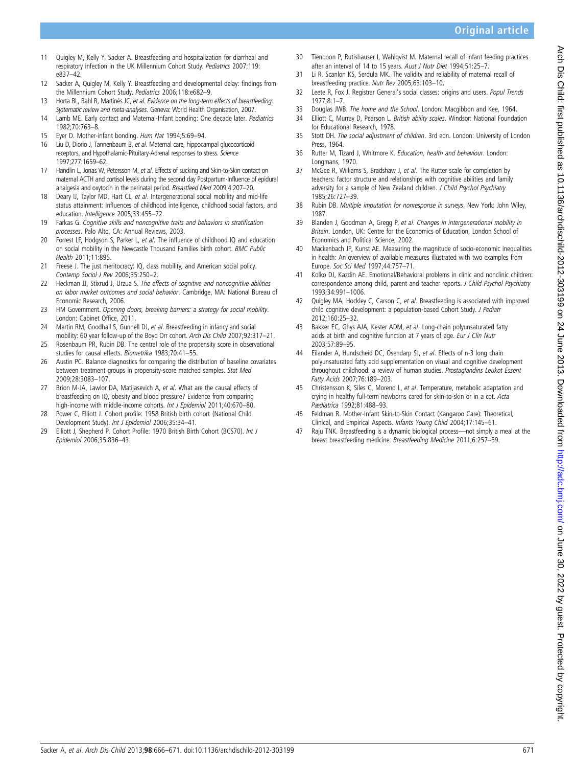11 Quigley M, Kelly Y, Sacker A. Breastfeeding and hospitalization for diarrheal and respiratory infection in the UK Millennium Cohort Study. *Pediatrics* 2007;119:e837–42.

12 Sacker A, Quigley M, Kelly Y. Breastfeeding and developmental delay: findings from the Millennium Cohort Study. *Pediatrics* 2006;118:e682–9.

13 Horta BL, Bahl R, Martinés JC, *et al*. *Evidence on the long-term effects of breastfeeding: Systematic review and meta-analyses*. Geneva: World Health Organisation, 2007.

14 Lamb ME. Early contact and Maternal-Infant bonding: One decade later. *Pediatrics* 1982;70:763–8.

15 Eyer D. Mother-infant bonding. *Hum Nat* 1994;5:69–94.

16 Liu D, Diorio J, Tannenbaum B, *et al*. Maternal care, hippocampal glucocorticoid receptors, and Hypothalamic-Pituitary-Adrenal responses to stress. *Science* 1997;277:1659–62.

17 Handlin L, Jonas W, Petersson M, *et al*. Effects of sucking and Skin-to-Skin contact on maternal ACTH and cortisol levels during the second day Postpartum-Influence of epidural analgesia and oxytocin in the perinatal period. *Breastfeed Med* 2009;4:207–20.

18 Deary IJ, Taylor MD, Hart CL, *et al*. Intergenerational social mobility and mid-life status attainment: Influences of childhood intelligence, childhood social factors, and education. *Intelligence* 2005;33:455–72.

19 Farkas G. *Cognitive skills and noncognitive traits and behaviors in stratification processes*. Palo Alto, CA: Annual Reviews, 2003.

20 Forrest LF, Hodgson S, Parker L, *et al*. The influence of childhood IQ and education on social mobility in the Newcastle Thousand Families birth cohort. *BMC Public Health* 2011;11:895.

21 Freese J. The just meritocracy: IQ, class mobility, and American social policy. *Contemp Sociol J Rev* 2006;35:250–2.

22 Heckman JJ, Stixrud J, Urzua S. *The effects of cognitive and noncognitive abilities on labor market outcomes and social behavior*. Cambridge, MA: National Bureau of Economic Research, 2006.

23 HM Government. *Opening doors, breaking barriers: a strategy for social mobility*. London: Cabinet Office, 2011.

24 Martin RM, Goodhall S, Gunnell DJ, *et al*. Breastfeeding in infancy and social mobility: 60 year follow-up of the Boyd Orr cohort. *Arch Dis Child* 2007;92:317–21.

25 Rosenbaum PR, Rubin DB. The central role of the propensity score in observational studies for causal effects. *Biometrika* 1983;70:41–55.

26 Austin PC. Balance diagnostics for comparing the distribution of baseline covariates between treatment groups in propensity-score matched samples. *Stat Med* 2009;28:3083–107.

27 Brion M-JA, Lawlor DA, Matijasevich A, *et al*. What are the causal effects of breastfeeding on IQ, obesity and blood pressure? Evidence from comparing high-income with middle-income cohorts. *Int J Epidemiol* 2011;40:670–80.

28 Power C, Elliott J. Cohort profile: 1958 British birth cohort (National Child Development Study). *Int J Epidemiol* 2006;35:34–41.

29 Elliott J, Shepherd P. Cohort Profile: 1970 British Birth Cohort (BCS70). *Int J Epidemiol* 2006;35:836–43.

30 Tienboon P, Rutishauser I, Wahlqvist M. Maternal recall of infant feeding practices after an interval of 14 to 15 years. *Aust J Nutr Diet* 1994;51:25–7.

31 Li R, Scanlon KS, Serdula MK. The validity and reliability of maternal recall of breastfeeding practice. *Nutr Rev* 2005;63:103–10.

32 Leete R, Fox J. Registrar General's social classes: origins and users. *Popul Trends* 1977;8:1–7.

33 Douglas JWB. *The home and the School*. London: Macgibbon and Kee, 1964.

34 Elliott C, Murray D, Pearson L. *British ability scales*. Windsor: National Foundation for Educational Research, 1978.

35 Stott DH. *The social adjustment of children*. 3rd edn. London: University of London Press, 1964.

36 Rutter M, Tizard J, Whitmore K. *Education, health and behaviour*. London: Longmans, 1970.

37 McGee R, Williams S, Bradshaw J, *et al*. The Rutter scale for completion by teachers: factor structure and relationships with cognitive abilities and family adversity for a sample of New Zealand children. *J Child Psychol Psychiatry* 1985;26:727–39.

38 Rubin DB. *Multiple imputation for nonresponse in surveys*. New York: John Wiley, 1987.

39 Blanden J, Goodman A, Gregg P, *et al*. *Changes in intergenerational mobility in Britain*. London, UK: Centre for the Economics of Education, London School of Economics and Political Science, 2002.

40 Mackenbach JP, Kunst AE. Measuring the magnitude of socio-economic inequalities in health: An overview of available measures illustrated with two examples from Europe. *Soc Sci Med* 1997;44:757–71.

41 Kolko DJ, Kazdin AE. Emotional/Behavioral problems in clinic and nonclinic children: correspondence among child, parent and teacher reports. *J Child Psychol Psychiatry* 1993;34:991–1006.

42 Quigley MA, Hockley C, Carson C, *et al*. Breastfeeding is associated with improved child cognitive development: a population-based Cohort Study. *J Pediatr* 2012;160:25–32.

43 Bakker EC, Ghys AJA, Kester ADM, *et al*. Long-chain polyunsaturated fatty acids at birth and cognitive function at 7 years of age. *Eur J Clin Nutr* 2003;57:89–95.

44 Eilander A, Hundscheid DC, Osendarp SJ, *et al*. Effects of n-3 long chain polyunsaturated fatty acid supplementation on visual and cognitive development throughout childhood: a review of human studies. *Prostaglandins Leukot Essent Fatty Acids* 2007;76:189–203.

45 Christensson K, Siles C, Moreno L, *et al*. Temperature, metabolic adaptation and crying in healthy full-term newborns cared for skin-to-skin or in a cot. *Acta Pædiatrica* 1992;81:488–93.

46 Feldman R. Mother-Infant Skin-to-Skin Contact (Kangaroo Care): Theoretical, Clinical, and Empirical Aspects. *Infants Young Child* 2004;17:145–61.

47 Raju TNK. Breastfeeding is a dynamic biological process—not simply a meal at the breast breastfeeding medicine. *Breastfeeding Medicine* 2011;6:257–59.